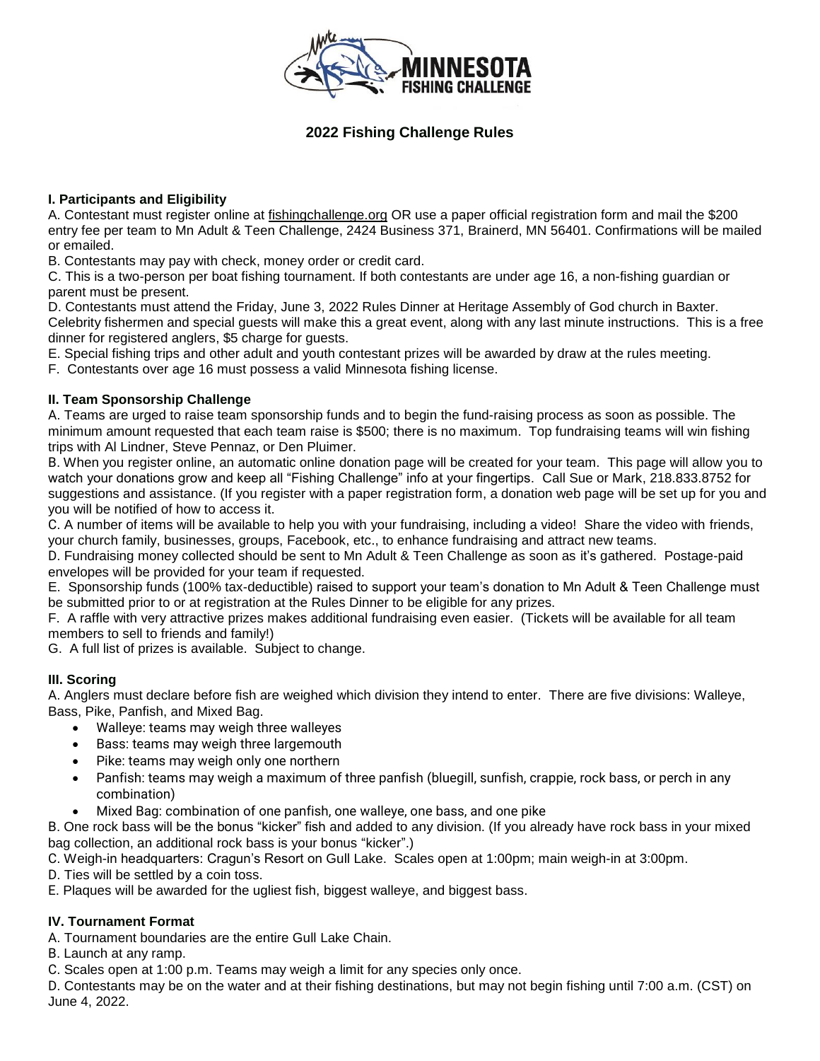# 2022 Fishing Challenge Rules

### I. Participants and Eligibility

A. Contestant must register online at fishingchallenge.org OR use a paper official registration form and mail the $200 entry fee per team to Mn Adult & Teen Challenge, 2424 Business 371, Brainerd, MN 56401. Confirmations will be mailed or emailed.

B. Contestants may pay with check, money order or credit card.

C. This is a two-person per boat fishing tournament. If both contestants are under age 16, a non-fishing guardian or parent must be present.

D. Contestants must attend the Friday, June 3, 2022 Rules Dinner at Heritage Assembly of God church in Baxter. Celebrity fishermen and special guests will make this a great event, along with any last minute instructions. This is a free dinner for registered anglers, $5 charge for guests.

E. Special fishing trips and other adult and youth contestant prizes will be awarded by draw at the rules meeting.

F. Contestants over age 16 must possess a valid Minnesota fishing license.

### II. Team Sponsorship Challenge

A. Teams are urged to raise team sponsorship funds and to begin the fund-raising process as soon as possible. The minimum amount requested that each team raise is $500; there is no maximum. Top fundraising teams will win fishing trips with Al Lindner, Steve Pennaz, or Den Pluimer.

B. When you register online, an automatic online donation page will be created for your team. This page will allow you to watch your donations grow and keep all "Fishing Challenge" info at your fingertips. Call Sue or Mark, 218.833.8752 for suggestions and assistance. (If you register with a paper registration form, a donation web page will be set up for you and you will be notified of how to access it.

C. A number of items will be available to help you with your fundraising, including a video! Share the video with friends, your church family, businesses, groups, Facebook, etc., to enhance fundraising and attract new teams.

D. Fundraising money collected should be sent to Mn Adult & Teen Challenge as soon as it's gathered. Postage-paid envelopes will be provided for your team if requested.

E. Sponsorship funds (100% tax-deductible) raised to support your team's donation to Mn Adult & Teen Challenge must be submitted prior to or at registration at the Rules Dinner to be eligible for any prizes.

F. A raffle with very attractive prizes makes additional fundraising even easier. (Tickets will be available for all team members to sell to friends and family!)

G. A full list of prizes is available. Subject to change.

### III. Scoring

A. Anglers must declare before fish are weighed which division they intend to enter. There are five divisions: Walleye, Bass, Pike, Panfish, and Mixed Bag.

- Walleye: teams may weigh three walleyes
- Bass: teams may weigh three largemouth
- Pike: teams may weigh only one northern
- Panfish: teams may weigh a maximum of three panfish (bluegill, sunfish, crappie, rock bass, or perch in any combination)
- Mixed Bag: combination of one panfish, one walleye, one bass, and one pike

B. One rock bass will be the bonus "kicker" fish and added to any division. (If you already have rock bass in your mixed bag collection, an additional rock bass is your bonus "kicker".)

C. Weigh-in headquarters: Cragun's Resort on Gull Lake. Scales open at 1:00pm; main weigh-in at 3:00pm.

D. Ties will be settled by a coin toss.

E. Plaques will be awarded for the ugliest fish, biggest walleye, and biggest bass.

### IV. Tournament Format

A. Tournament boundaries are the entire Gull Lake Chain.

B. Launch at any ramp.

C. Scales open at 1:00 p.m. Teams may weigh a limit for any species only once.

D. Contestants may be on the water and at their fishing destinations, but may not begin fishing until 7:00 a.m. (CST) on June 4, 2022.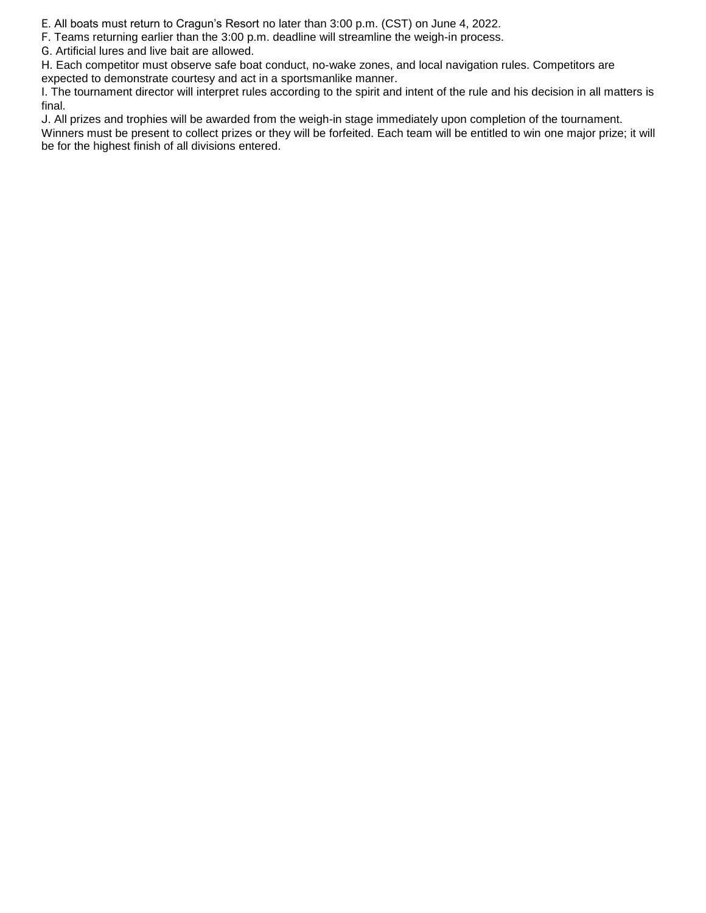E. All boats must return to Cragun's Resort no later than 3:00 p.m. (CST) on June 4, 2022.

F. Teams returning earlier than the 3:00 p.m. deadline will streamline the weigh-in process.

G. Artificial lures and live bait are allowed.

H. Each competitor must observe safe boat conduct, no-wake zones, and local navigation rules. Competitors are expected to demonstrate courtesy and act in a sportsmanlike manner.

I. The tournament director will interpret rules according to the spirit and intent of the rule and his decision in all matters is final.

J. All prizes and trophies will be awarded from the weigh-in stage immediately upon completion of the tournament. Winners must be present to collect prizes or they will be forfeited. Each team will be entitled to win one major prize; it will be for the highest finish of all divisions entered.